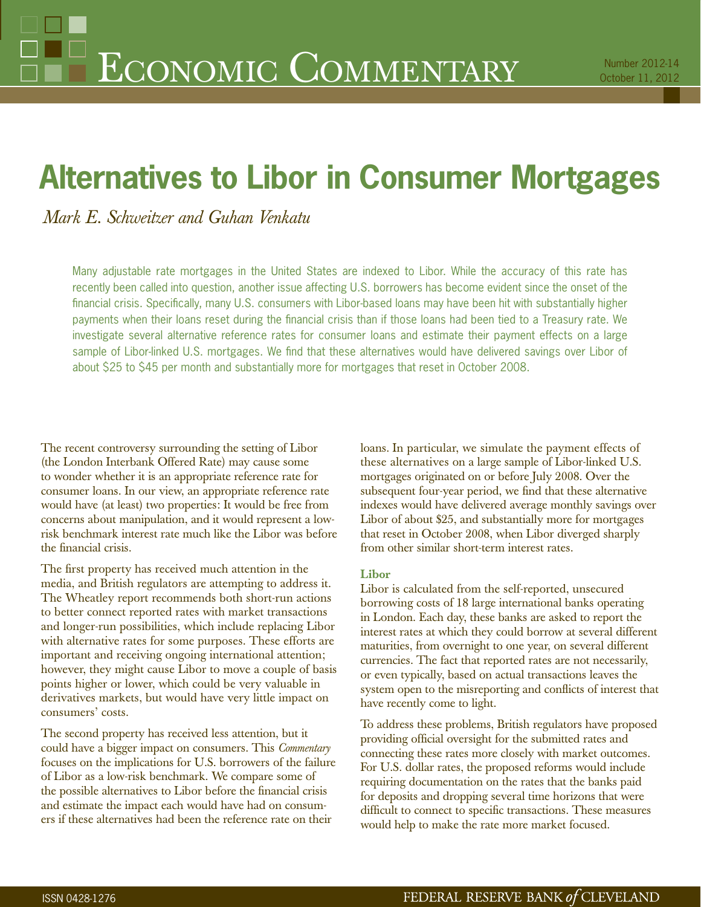# Alternatives to Libor in Consumer Mortgages

*Mark E. Schweitzer and Guhan Venkatu*

Many adjustable rate mortgages in the United States are indexed to Libor. While the accuracy of this rate has recently been called into question, another issue affecting U.S. borrowers has become evident since the onset of the financial crisis. Specifically, many U.S. consumers with Libor-based loans may have been hit with substantially higher payments when their loans reset during the financial crisis than if those loans had been tied to a Treasury rate. We investigate several alternative reference rates for consumer loans and estimate their payment effects on a large sample of Libor-linked U.S. mortgages. We find that these alternatives would have delivered savings over Libor of about $25 to $45 per month and substantially more for mortgages that reset in October 2008.

The recent controversy surrounding the setting of Libor (the London Interbank Offered Rate) may cause some to wonder whether it is an appropriate reference rate for consumer loans. In our view, an appropriate reference rate would have (at least) two properties: It would be free from concerns about manipulation, and it would represent a low-risk benchmark interest rate much like the Libor was before the financial crisis.

The first property has received much attention in the media, and British regulators are attempting to address it. The Wheatley report recommends both short-run actions to better connect reported rates with market transactions and longer-run possibilities, which include replacing Libor with alternative rates for some purposes. These efforts are important and receiving ongoing international attention; however, they might cause Libor to move a couple of basis points higher or lower, which could be very valuable in derivatives markets, but would have very little impact on consumers' costs.

The second property has received less attention, but it could have a bigger impact on consumers. This *Commentary* focuses on the implications for U.S. borrowers of the failure of Libor as a low-risk benchmark. We compare some of the possible alternatives to Libor before the financial crisis and estimate the impact each would have had on consumers if these alternatives had been the reference rate on their loans. In particular, we simulate the payment effects of these alternatives on a large sample of Libor-linked U.S. mortgages originated on or before July 2008. Over the subsequent four-year period, we find that these alternative indexes would have delivered average monthly savings over Libor of about $25, and substantially more for mortgages that reset in October 2008, when Libor diverged sharply from other similar short-term interest rates.

### Libor

Libor is calculated from the self-reported, unsecured borrowing costs of 18 large international banks operating in London. Each day, these banks are asked to report the interest rates at which they could borrow at several different maturities, from overnight to one year, on several different currencies. The fact that reported rates are not necessarily, or even typically, based on actual transactions leaves the system open to the misreporting and conflicts of interest that have recently come to light.

To address these problems, British regulators have proposed providing official oversight for the submitted rates and connecting these rates more closely with market outcomes. For U.S. dollar rates, the proposed reforms would include requiring documentation on the rates that the banks paid for deposits and dropping several time horizons that were difficult to connect to specific transactions. These measures would help to make the rate more market focused.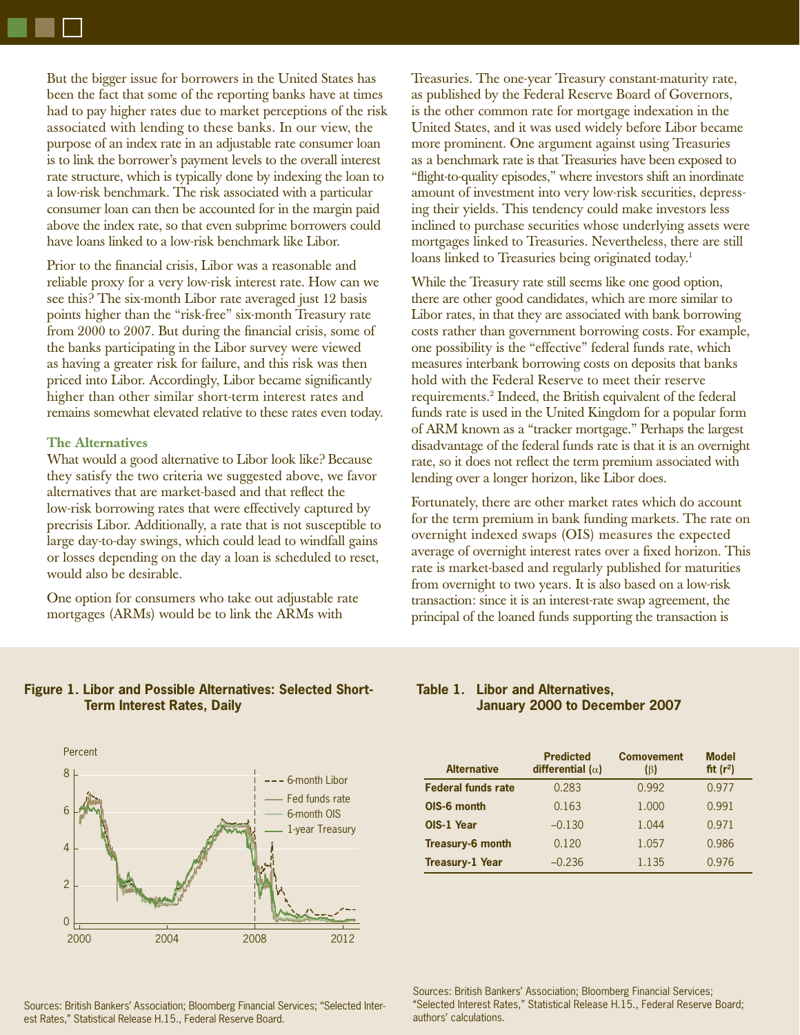But the bigger issue for borrowers in the United States has been the fact that some of the reporting banks have at times had to pay higher rates due to market perceptions of the risk associated with lending to these banks. In our view, the purpose of an index rate in an adjustable rate consumer loan is to link the borrower's payment levels to the overall interest rate structure, which is typically done by indexing the loan to a low-risk benchmark. The risk associated with a particular consumer loan can then be accounted for in the margin paid above the index rate, so that even subprime borrowers could have loans linked to a low-risk benchmark like Libor.

Prior to the financial crisis, Libor was a reasonable and reliable proxy for a very low-risk interest rate. How can we see this? The six-month Libor rate averaged just 12 basis points higher than the "risk-free" six-month Treasury rate from 2000 to 2007. But during the financial crisis, some of the banks participating in the Libor survey were viewed as having a greater risk for failure, and this risk was then priced into Libor. Accordingly, Libor became significantly higher than other similar short-term interest rates and remains somewhat elevated relative to these rates even today.

### The Alternatives

What would a good alternative to Libor look like? Because they satisfy the two criteria we suggested above, we favor alternatives that are market-based and that reflect the low-risk borrowing rates that were effectively captured by precrisis Libor. Additionally, a rate that is not susceptible to large day-to-day swings, which could lead to windfall gains or losses depending on the day a loan is scheduled to reset, would also be desirable.

One option for consumers who take out adjustable rate mortgages (ARMs) would be to link the ARMs with Treasuries. The one-year Treasury constant-maturity rate, as published by the Federal Reserve Board of Governors, is the other common rate for mortgage indexation in the United States, and it was used widely before Libor became more prominent. One argument against using Treasuries as a benchmark rate is that Treasuries have been exposed to "flight-to-quality episodes," where investors shift an inordinate amount of investment into very low-risk securities, depressing their yields. This tendency could make investors less inclined to purchase securities whose underlying assets were mortgages linked to Treasuries. Nevertheless, there are still loans linked to Treasuries being originated today.[1]

While the Treasury rate still seems like one good option, there are other good candidates, which are more similar to Libor rates, in that they are associated with bank borrowing costs rather than government borrowing costs. For example, one possibility is the "effective" federal funds rate, which measures interbank borrowing costs on deposits that banks hold with the Federal Reserve to meet their reserve requirements.[2] Indeed, the British equivalent of the federal funds rate is used in the United Kingdom for a popular form of ARM known as a "tracker mortgage." Perhaps the largest disadvantage of the federal funds rate is that it is an overnight rate, so it does not reflect the term premium associated with lending over a longer horizon, like Libor does.

Fortunately, there are other market rates which do account for the term premium in bank funding markets. The rate on overnight indexed swaps (OIS) measures the expected average of overnight interest rates over a fixed horizon. This rate is market-based and regularly published for maturities from overnight to two years. It is also based on a low-risk transaction: since it is an interest-rate swap agreement, the principal of the loaned funds supporting the transaction is

**Figure 1. Libor and Possible Alternatives: Selected Short-Term Interest Rates, Daily**

Sources: British Bankers' Association; Bloomberg Financial Services; "Selected Interest Rates," Statistical Release H.15., Federal Reserve Board.

**Table 1. Libor and Alternatives, January 2000 to December 2007**

| Alternative | Predicted differential ($\alpha$) | Comovement ($\beta$) | Model fit ($r^2$) |
|---|---|---|---|
| Federal funds rate | 0.283 | 0.992 | 0.977 |
| OIS-6 month | 0.163 | 1.000 | 0.991 |
| OIS-1 Year | −0.130 | 1.044 | 0.971 |
| Treasury-6 month | 0.120 | 1.057 | 0.986 |
| Treasury-1 Year | −0.236 | 1.135 | 0.976 |

Sources: British Bankers' Association; Bloomberg Financial Services; "Selected Interest Rates," Statistical Release H.15., Federal Reserve Board; authors' calculations.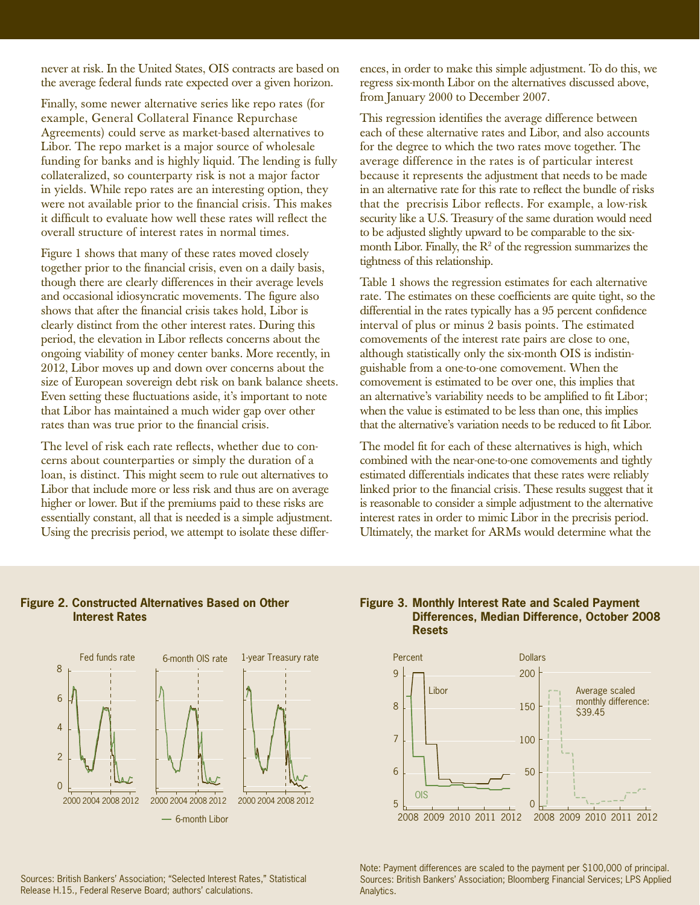never at risk. In the United States, OIS contracts are based on the average federal funds rate expected over a given horizon.

Finally, some newer alternative series like repo rates (for example, General Collateral Finance Repurchase Agreements) could serve as market-based alternatives to Libor. The repo market is a major source of wholesale funding for banks and is highly liquid. The lending is fully collateralized, so counterparty risk is not a major factor in yields. While repo rates are an interesting option, they were not available prior to the financial crisis. This makes it difficult to evaluate how well these rates will reflect the overall structure of interest rates in normal times.

Figure 1 shows that many of these rates moved closely together prior to the financial crisis, even on a daily basis, though there are clearly differences in their average levels and occasional idiosyncratic movements. The figure also shows that after the financial crisis takes hold, Libor is clearly distinct from the other interest rates. During this period, the elevation in Libor reflects concerns about the ongoing viability of money center banks. More recently, in 2012, Libor moves up and down over concerns about the size of European sovereign debt risk on bank balance sheets. Even setting these fluctuations aside, it's important to note that Libor has maintained a much wider gap over other rates than was true prior to the financial crisis.

The level of risk each rate reflects, whether due to concerns about counterparties or simply the duration of a loan, is distinct. This might seem to rule out alternatives to Libor that include more or less risk and thus are on average higher or lower. But if the premiums paid to these risks are essentially constant, all that is needed is a simple adjustment. Using the precrisis period, we attempt to isolate these differences, in order to make this simple adjustment. To do this, we regress six-month Libor on the alternatives discussed above, from January 2000 to December 2007.

This regression identifies the average difference between each of these alternative rates and Libor, and also accounts for the degree to which the two rates move together. The average difference in the rates is of particular interest because it represents the adjustment that needs to be made in an alternative rate for this rate to reflect the bundle of risks that the precrisis Libor reflects. For example, a low-risk security like a U.S. Treasury of the same duration would need to be adjusted slightly upward to be comparable to the six-month Libor. Finally, the $R^2$ of the regression summarizes the tightness of this relationship.

Table 1 shows the regression estimates for each alternative rate. The estimates on these coefficients are quite tight, so the differential in the rates typically has a 95 percent confidence interval of plus or minus 2 basis points. The estimated comovements of the interest rate pairs are close to one, although statistically only the six-month OIS is indistinguishable from a one-to-one comovement. When the comovement is estimated to be over one, this implies that an alternative's variability needs to be amplified to fit Libor; when the value is estimated to be less than one, this implies that the alternative's variation needs to be reduced to fit Libor.

The model fit for each of these alternatives is high, which combined with the near-one-to-one comovements and tightly estimated differentials indicates that these rates were reliably linked prior to the financial crisis. These results suggest that it is reasonable to consider a simple adjustment to the alternative interest rates in order to mimic Libor in the precrisis period. Ultimately, the market for ARMs would determine what the

**Figure 2. Constructed Alternatives Based on Other Interest Rates**

Sources: British Bankers' Association; "Selected Interest Rates," Statistical Release H.15., Federal Reserve Board; authors' calculations.

**Figure 3. Monthly Interest Rate and Scaled Payment Differences, Median Difference, October 2008 Resets**

Note: Payment differences are scaled to the payment per $100,000 of principal.
Sources: British Bankers' Association; Bloomberg Financial Services; LPS Applied Analytics.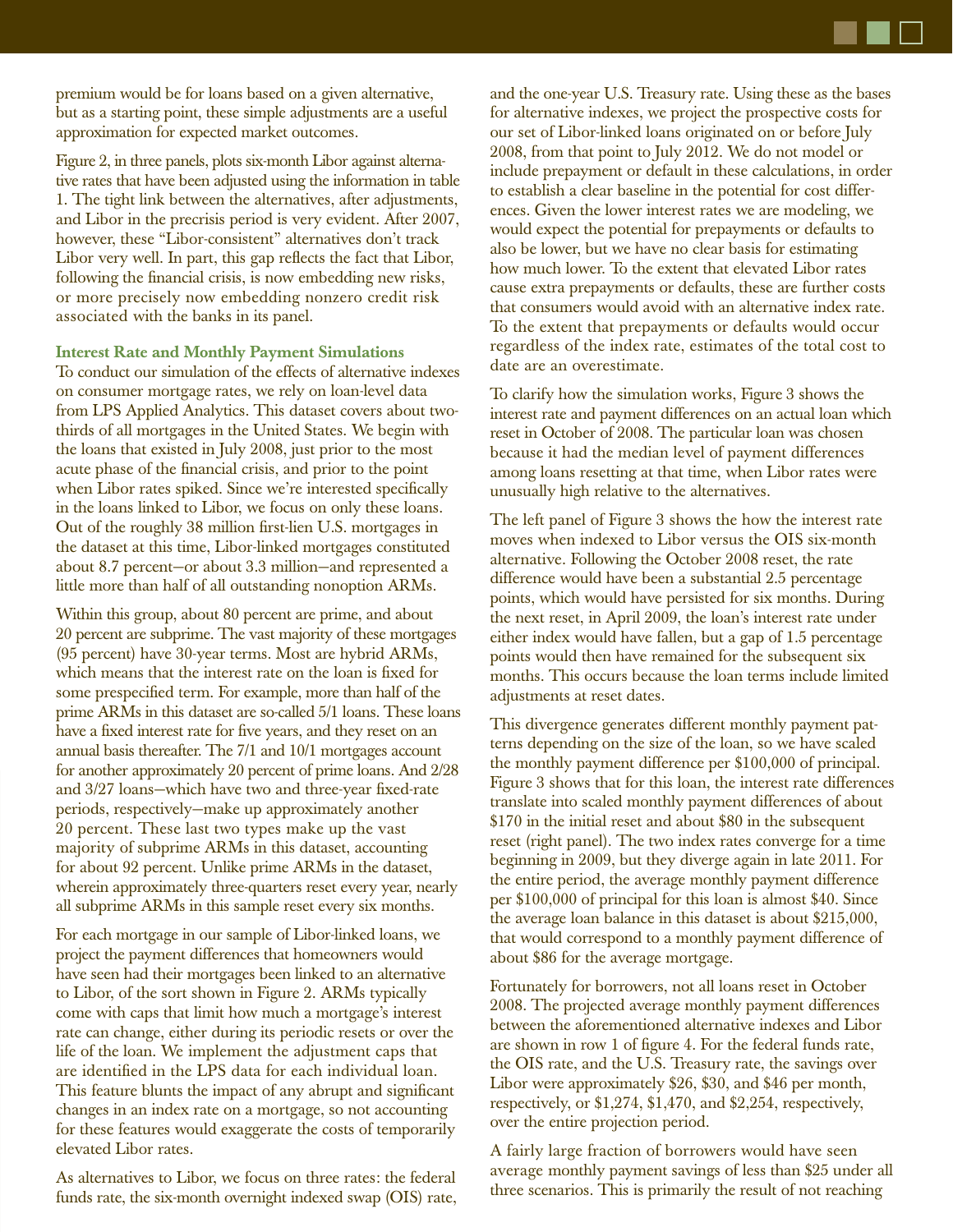premium would be for loans based on a given alternative, but as a starting point, these simple adjustments are a useful approximation for expected market outcomes.

Figure 2, in three panels, plots six-month Libor against alternative rates that have been adjusted using the information in table 1. The tight link between the alternatives, after adjustments, and Libor in the precrisis period is very evident. After 2007, however, these "Libor-consistent" alternatives don't track Libor very well. In part, this gap reflects the fact that Libor, following the financial crisis, is now embedding new risks, or more precisely now embedding nonzero credit risk associated with the banks in its panel.

### Interest Rate and Monthly Payment Simulations

To conduct our simulation of the effects of alternative indexes on consumer mortgage rates, we rely on loan-level data from LPS Applied Analytics. This dataset covers about two-thirds of all mortgages in the United States. We begin with the loans that existed in July 2008, just prior to the most acute phase of the financial crisis, and prior to the point when Libor rates spiked. Since we're interested specifically in the loans linked to Libor, we focus on only these loans. Out of the roughly 38 million first-lien U.S. mortgages in the dataset at this time, Libor-linked mortgages constituted about 8.7 percent—or about 3.3 million—and represented a little more than half of all outstanding nonoption ARMs.

Within this group, about 80 percent are prime, and about 20 percent are subprime. The vast majority of these mortgages (95 percent) have 30-year terms. Most are hybrid ARMs, which means that the interest rate on the loan is fixed for some prespecified term. For example, more than half of the prime ARMs in this dataset are so-called 5/1 loans. These loans have a fixed interest rate for five years, and they reset on an annual basis thereafter. The 7/1 and 10/1 mortgages account for another approximately 20 percent of prime loans. And 2/28 and 3/27 loans—which have two and three-year fixed-rate periods, respectively—make up approximately another 20 percent. These last two types make up the vast majority of subprime ARMs in this dataset, accounting for about 92 percent. Unlike prime ARMs in the dataset, wherein approximately three-quarters reset every year, nearly all subprime ARMs in this sample reset every six months.

For each mortgage in our sample of Libor-linked loans, we project the payment differences that homeowners would have seen had their mortgages been linked to an alternative to Libor, of the sort shown in Figure 2. ARMs typically come with caps that limit how much a mortgage's interest rate can change, either during its periodic resets or over the life of the loan. We implement the adjustment caps that are identified in the LPS data for each individual loan. This feature blunts the impact of any abrupt and significant changes in an index rate on a mortgage, so not accounting for these features would exaggerate the costs of temporarily elevated Libor rates.

As alternatives to Libor, we focus on three rates: the federal funds rate, the six-month overnight indexed swap (OIS) rate, and the one-year U.S. Treasury rate. Using these as the bases for alternative indexes, we project the prospective costs for our set of Libor-linked loans originated on or before July 2008, from that point to July 2012. We do not model or include prepayment or default in these calculations, in order to establish a clear baseline in the potential for cost differences. Given the lower interest rates we are modeling, we would expect the potential for prepayments or defaults to also be lower, but we have no clear basis for estimating how much lower. To the extent that elevated Libor rates cause extra prepayments or defaults, these are further costs that consumers would avoid with an alternative index rate. To the extent that prepayments or defaults would occur regardless of the index rate, estimates of the total cost to date are an overestimate.

To clarify how the simulation works, Figure 3 shows the interest rate and payment differences on an actual loan which reset in October of 2008. The particular loan was chosen because it had the median level of payment differences among loans resetting at that time, when Libor rates were unusually high relative to the alternatives.

The left panel of Figure 3 shows the how the interest rate moves when indexed to Libor versus the OIS six-month alternative. Following the October 2008 reset, the rate difference would have been a substantial 2.5 percentage points, which would have persisted for six months. During the next reset, in April 2009, the loan's interest rate under either index would have fallen, but a gap of 1.5 percentage points would then have remained for the subsequent six months. This occurs because the loan terms include limited adjustments at reset dates.

This divergence generates different monthly payment patterns depending on the size of the loan, so we have scaled the monthly payment difference per $100,000 of principal. Figure 3 shows that for this loan, the interest rate differences translate into scaled monthly payment differences of about $170 in the initial reset and about $80 in the subsequent reset (right panel). The two index rates converge for a time beginning in 2009, but they diverge again in late 2011. For the entire period, the average monthly payment difference per $100,000 of principal for this loan is almost $40. Since the average loan balance in this dataset is about $215,000, that would correspond to a monthly payment difference of about $86 for the average mortgage.

Fortunately for borrowers, not all loans reset in October 2008. The projected average monthly payment differences between the aforementioned alternative indexes and Libor are shown in row 1 of figure 4. For the federal funds rate, the OIS rate, and the U.S. Treasury rate, the savings over Libor were approximately $26, $30, and $46 per month, respectively, or $1,274, $1,470, and $2,254, respectively, over the entire projection period.

A fairly large fraction of borrowers would have seen average monthly payment savings of less than $25 under all three scenarios. This is primarily the result of not reaching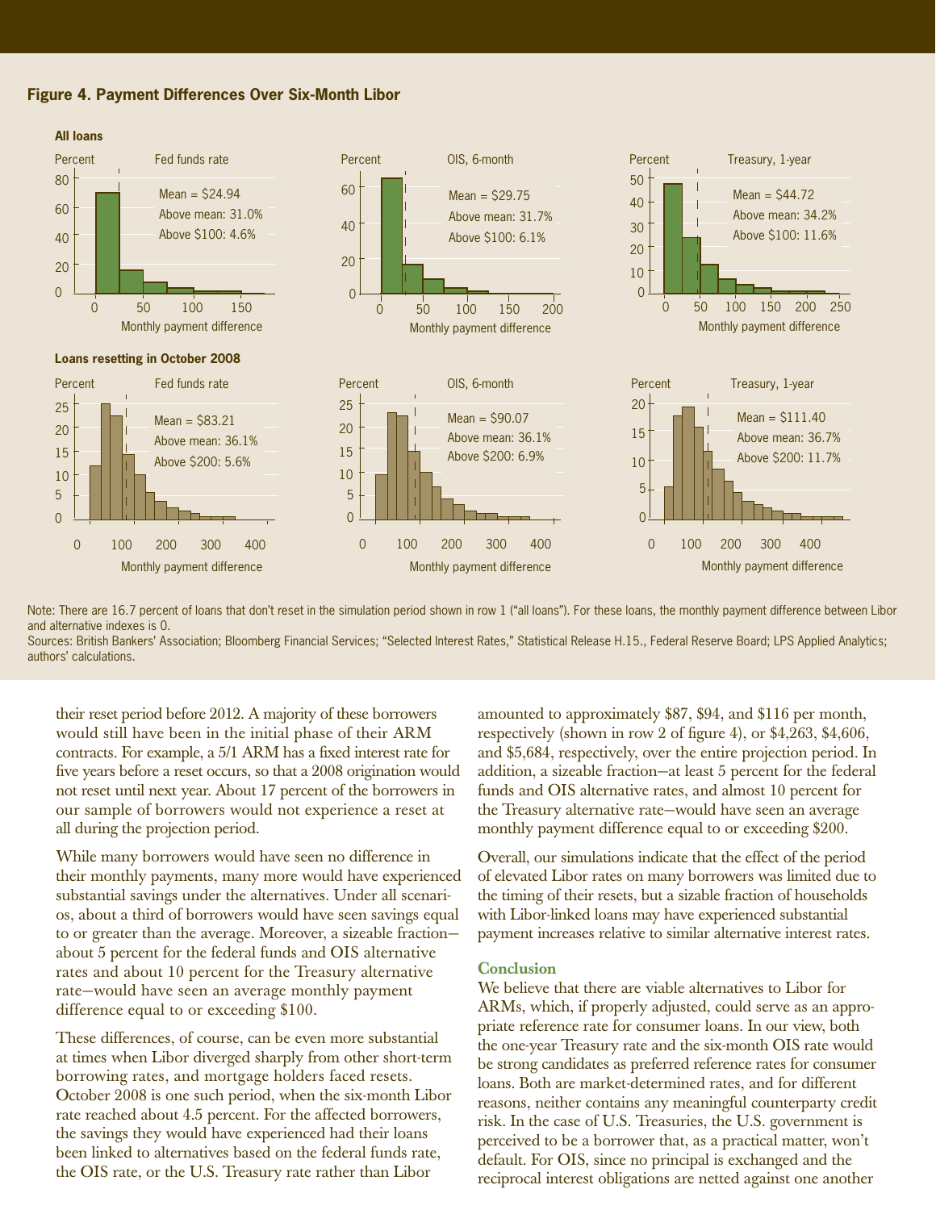**Figure 4. Payment Differences Over Six-Month Libor**

**All loans**

Fed funds rate: Mean = $24.94; Above mean: 31.0%; Above $100: 4.6%

OIS, 6-month: Mean = $29.75; Above mean: 31.7%; Above $100: 6.1%

Treasury, 1-year: Mean = $44.72; Above mean: 34.2%; Above $100: 11.6%

**Loans resetting in October 2008**

Fed funds rate: Mean = $83.21; Above mean: 36.1%; Above $200: 5.6%

OIS, 6-month: Mean = $90.07; Above mean: 36.1%; Above $200: 6.9%

Treasury, 1-year: Mean = $111.40; Above mean: 36.7%; Above $200: 11.7%

Note: There are 16.7 percent of loans that don't reset in the simulation period shown in row 1 ("all loans"). For these loans, the monthly payment difference between Libor and alternative indexes is 0.

Sources: British Bankers' Association; Bloomberg Financial Services; "Selected Interest Rates," Statistical Release H.15., Federal Reserve Board; LPS Applied Analytics; authors' calculations.

their reset period before 2012. A majority of these borrowers would still have been in the initial phase of their ARM contracts. For example, a 5/1 ARM has a fixed interest rate for five years before a reset occurs, so that a 2008 origination would not reset until next year. About 17 percent of the borrowers in our sample of borrowers would not experience a reset at all during the projection period.

While many borrowers would have seen no difference in their monthly payments, many more would have experienced substantial savings under the alternatives. Under all scenarios, about a third of borrowers would have seen savings equal to or greater than the average. Moreover, a sizeable fraction—about 5 percent for the federal funds and OIS alternative rates and about 10 percent for the Treasury alternative rate—would have seen an average monthly payment difference equal to or exceeding $100.

These differences, of course, can be even more substantial at times when Libor diverged sharply from other short-term borrowing rates, and mortgage holders faced resets. October 2008 is one such period, when the six-month Libor rate reached about 4.5 percent. For the affected borrowers, the savings they would have experienced had their loans been linked to alternatives based on the federal funds rate, the OIS rate, or the U.S. Treasury rate rather than Libor amounted to approximately $87, $94, and $116 per month, respectively (shown in row 2 of figure 4), or $4,263, $4,606, and $5,684, respectively, over the entire projection period. In addition, a sizeable fraction—at least 5 percent for the federal funds and OIS alternative rates, and almost 10 percent for the Treasury alternative rate—would have seen an average monthly payment difference equal to or exceeding $200.

Overall, our simulations indicate that the effect of the period of elevated Libor rates on many borrowers was limited due to the timing of their resets, but a sizable fraction of households with Libor-linked loans may have experienced substantial payment increases relative to similar alternative interest rates.

## Conclusion

We believe that there are viable alternatives to Libor for ARMs, which, if properly adjusted, could serve as an appropriate reference rate for consumer loans. In our view, both the one-year Treasury rate and the six-month OIS rate would be strong candidates as preferred reference rates for consumer loans. Both are market-determined rates, and for different reasons, neither contains any meaningful counterparty credit risk. In the case of U.S. Treasuries, the U.S. government is perceived to be a borrower that, as a practical matter, won't default. For OIS, since no principal is exchanged and the reciprocal interest obligations are netted against one another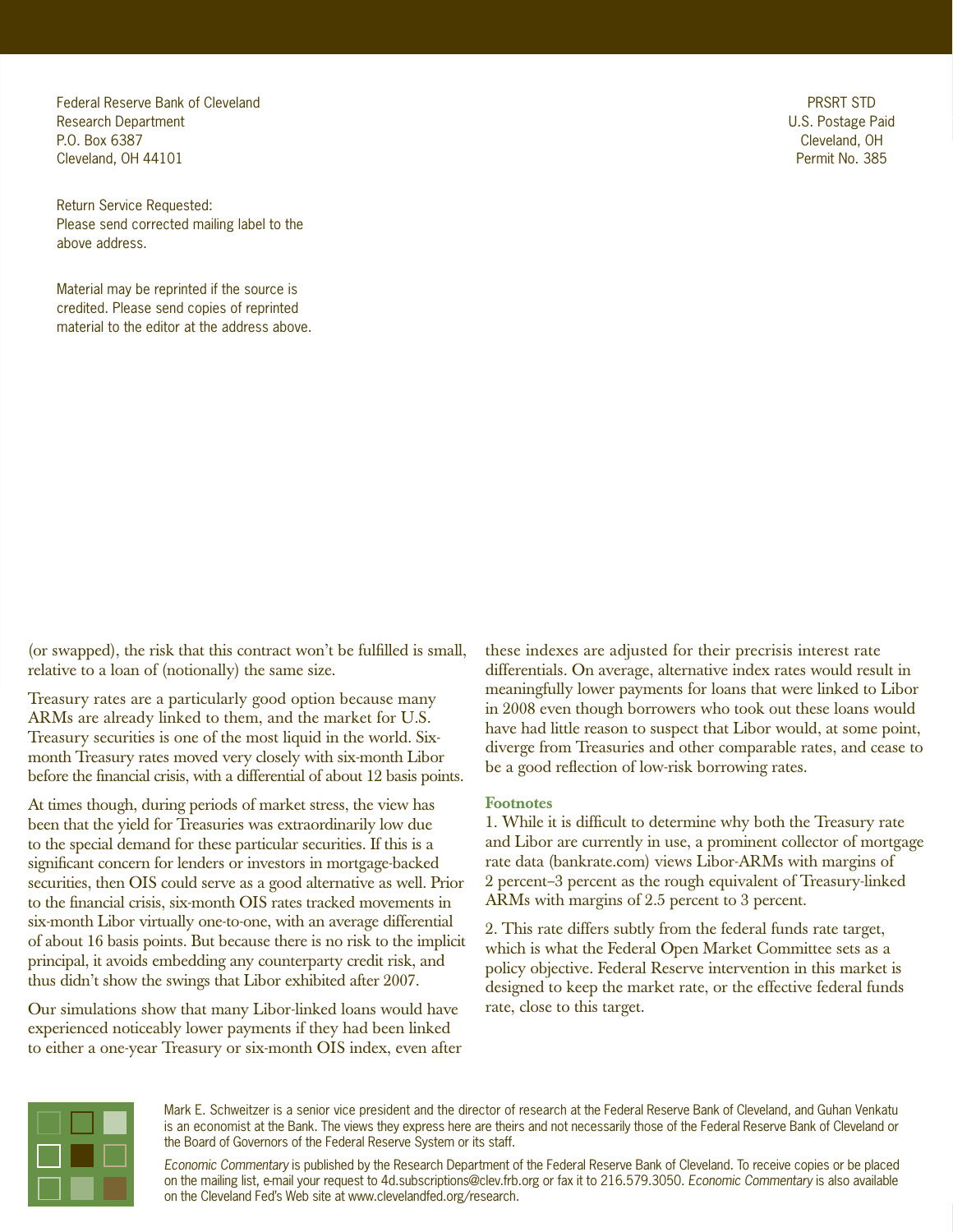Federal Reserve Bank of Cleveland
Research Department
P.O. Box 6387
Cleveland, OH 44101

Return Service Requested:
Please send corrected mailing label to the above address.

Material may be reprinted if the source is credited. Please send copies of reprinted material to the editor at the address above.

PRSRT STD
U.S. Postage Paid
Cleveland, OH
Permit No. 385

(or swapped), the risk that this contract won't be fulfilled is small, relative to a loan of (notionally) the same size.

Treasury rates are a particularly good option because many ARMs are already linked to them, and the market for U.S. Treasury securities is one of the most liquid in the world. Six-month Treasury rates moved very closely with six-month Libor before the financial crisis, with a differential of about 12 basis points.

At times though, during periods of market stress, the view has been that the yield for Treasuries was extraordinarily low due to the special demand for these particular securities. If this is a significant concern for lenders or investors in mortgage-backed securities, then OIS could serve as a good alternative as well. Prior to the financial crisis, six-month OIS rates tracked movements in six-month Libor virtually one-to-one, with an average differential of about 16 basis points. But because there is no risk to the implicit principal, it avoids embedding any counterparty credit risk, and thus didn't show the swings that Libor exhibited after 2007.

Our simulations show that many Libor-linked loans would have experienced noticeably lower payments if they had been linked to either a one-year Treasury or six-month OIS index, even after these indexes are adjusted for their precrisis interest rate differentials. On average, alternative index rates would result in meaningfully lower payments for loans that were linked to Libor in 2008 even though borrowers who took out these loans would have had little reason to suspect that Libor would, at some point, diverge from Treasuries and other comparable rates, and cease to be a good reflection of low-risk borrowing rates.

### Footnotes

1. While it is difficult to determine why both the Treasury rate and Libor are currently in use, a prominent collector of mortgage rate data (bankrate.com) views Libor-ARMs with margins of 2 percent–3 percent as the rough equivalent of Treasury-linked ARMs with margins of 2.5 percent to 3 percent.

2. This rate differs subtly from the federal funds rate target, which is what the Federal Open Market Committee sets as a policy objective. Federal Reserve intervention in this market is designed to keep the market rate, or the effective federal funds rate, close to this target.

Mark E. Schweitzer is a senior vice president and the director of research at the Federal Reserve Bank of Cleveland, and Guhan Venkatu is an economist at the Bank. The views they express here are theirs and not necessarily those of the Federal Reserve Bank of Cleveland or the Board of Governors of the Federal Reserve System or its staff.

*Economic Commentary* is published by the Research Department of the Federal Reserve Bank of Cleveland. To receive copies or be placed on the mailing list, e-mail your request to 4d.subscriptions@clev.frb.org or fax it to 216.579.3050. *Economic Commentary* is also available on the Cleveland Fed's Web site at www.clevelandfed.org/research.